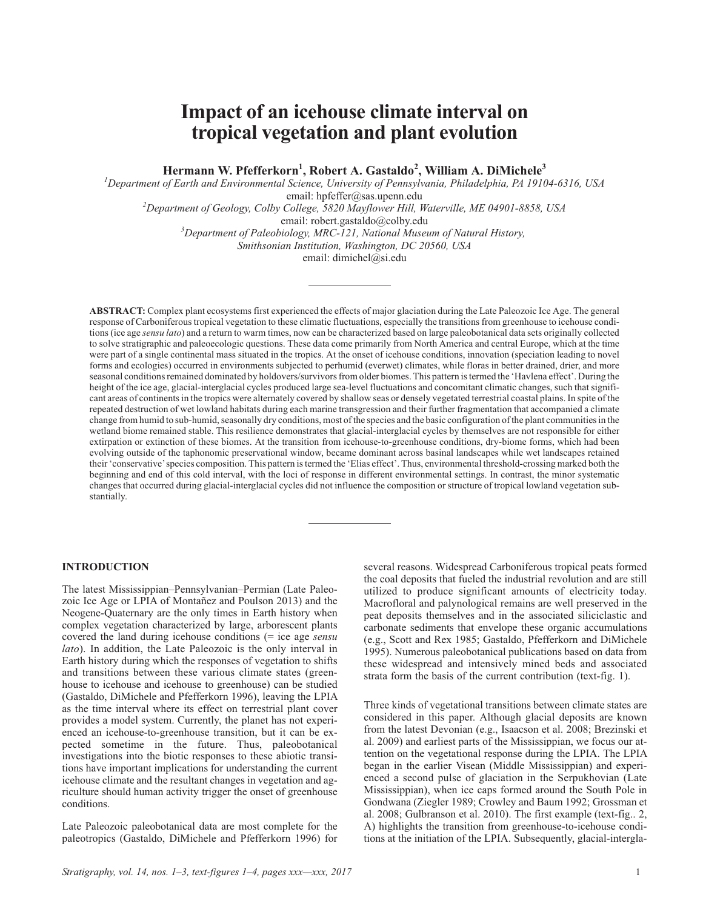# Impact of an icehouse climate interval on tropical vegetation and plant evolution

**Hermann W. Pfefferkorn[1], Robert A. Gastaldo[2], William A. DiMichele[3]**

[1]Department of Earth and Environmental Science, University of Pennsylvania, Philadelphia, PA 19104-6316, USA
email: hpfeffer@sas.upenn.edu

[2]Department of Geology, Colby College, 5820 Mayflower Hill, Waterville, ME 04901-8858, USA
email: robert.gastaldo@colby.edu

[3]Department of Paleobiology, MRC-121, National Museum of Natural History, Smithsonian Institution, Washington, DC 20560, USA
email: dimichel@si.edu

**ABSTRACT:** Complex plant ecosystems first experienced the effects of major glaciation during the Late Paleozoic Ice Age. The general response of Carboniferous tropical vegetation to these climatic fluctuations, especially the transitions from greenhouse to icehouse conditions (ice age *sensu lato*) and a return to warm times, now can be characterized based on large paleobotanical data sets originally collected to solve stratigraphic and paleoecologic questions. These data come primarily from North America and central Europe, which at the time were part of a single continental mass situated in the tropics. At the onset of icehouse conditions, innovation (speciation leading to novel forms and ecologies) occurred in environments subjected to perhumid (everwet) climates, while floras in better drained, drier, and more seasonal conditions remained dominated by holdovers/survivors from older biomes. This pattern is termed the 'Havlena effect'. During the height of the ice age, glacial-interglacial cycles produced large sea-level fluctuations and concomitant climatic changes, such that significant areas of continents in the tropics were alternately covered by shallow seas or densely vegetated terrestrial coastal plains. In spite of the repeated destruction of wet lowland habitats during each marine transgression and their further fragmentation that accompanied a climate change from humid to sub-humid, seasonally dry conditions, most of the species and the basic configuration of the plant communities in the wetland biome remained stable. This resilience demonstrates that glacial-interglacial cycles by themselves are not responsible for either extirpation or extinction of these biomes. At the transition from icehouse-to-greenhouse conditions, dry-biome forms, which had been evolving outside of the taphonomic preservational window, became dominant across basinal landscapes while wet landscapes retained their 'conservative' species composition. This pattern is termed the 'Elias effect'. Thus, environmental threshold-crossing marked both the beginning and end of this cold interval, with the loci of response in different environmental settings. In contrast, the minor systematic changes that occurred during glacial-interglacial cycles did not influence the composition or structure of tropical lowland vegetation substantially.

## INTRODUCTION

The latest Mississippian–Pennsylvanian–Permian (Late Paleozoic Ice Age or LPIA of Montañez and Poulson 2013) and the Neogene-Quaternary are the only times in Earth history when complex vegetation characterized by large, arborescent plants covered the land during icehouse conditions (= ice age *sensu lato*). In addition, the Late Paleozoic is the only interval in Earth history during which the responses of vegetation to shifts and transitions between these various climate states (greenhouse to icehouse and icehouse to greenhouse) can be studied (Gastaldo, DiMichele and Pfefferkorn 1996), leaving the LPIA as the time interval where its effect on terrestrial plant cover provides a model system. Currently, the planet has not experienced an icehouse-to-greenhouse transition, but it can be expected sometime in the future. Thus, paleobotanical investigations into the biotic responses to these abiotic transitions have important implications for understanding the current icehouse climate and the resultant changes in vegetation and agriculture should human activity trigger the onset of greenhouse conditions.

Late Paleozoic paleobotanical data are most complete for the paleotropics (Gastaldo, DiMichele and Pfefferkorn 1996) for several reasons. Widespread Carboniferous tropical peats formed the coal deposits that fueled the industrial revolution and are still utilized to produce significant amounts of electricity today. Macrofloral and palynological remains are well preserved in the peat deposits themselves and in the associated siliciclastic and carbonate sediments that envelope these organic accumulations (e.g., Scott and Rex 1985; Gastaldo, Pfefferkorn and DiMichele 1995). Numerous paleobotanical publications based on data from these widespread and intensively mined beds and associated strata form the basis of the current contribution (text-fig. 1).

Three kinds of vegetational transitions between climate states are considered in this paper. Although glacial deposits are known from the latest Devonian (e.g., Isaacson et al. 2008; Brezinski et al. 2009) and earliest parts of the Mississippian, we focus our attention on the vegetational response during the LPIA. The LPIA began in the earlier Visean (Middle Mississippian) and experienced a second pulse of glaciation in the Serpukhovian (Late Mississippian), when ice caps formed around the South Pole in Gondwana (Ziegler 1989; Crowley and Baum 1992; Grossman et al. 2008; Gulbranson et al. 2010). The first example (text-fig.. 2, A) highlights the transition from greenhouse-to-icehouse conditions at the initiation of the LPIA. Subsequently, glacial-intergla-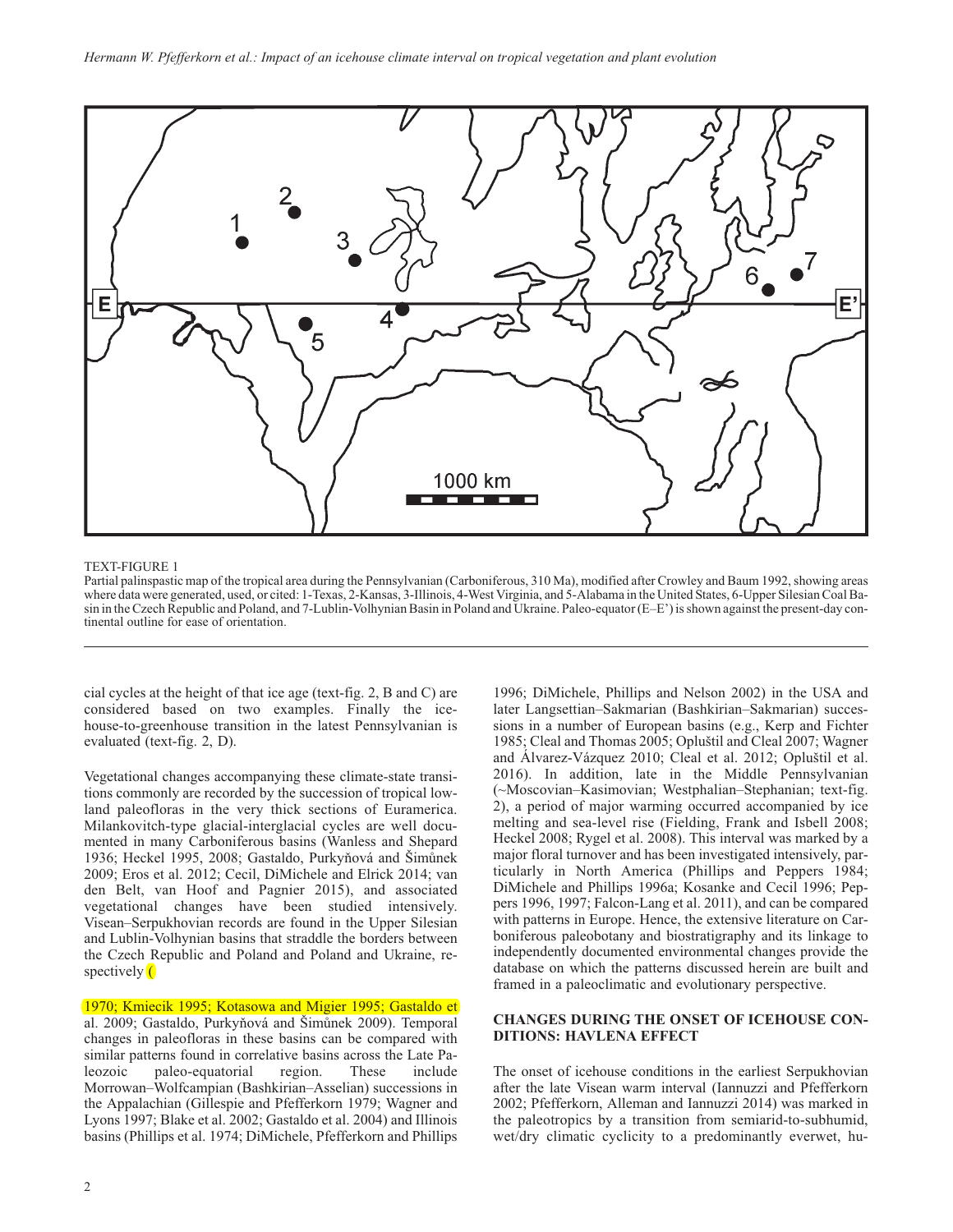TEXT-FIGURE 1
Partial palinspastic map of the tropical area during the Pennsylvanian (Carboniferous, 310 Ma), modified after Crowley and Baum 1992, showing areas where data were generated, used, or cited: 1-Texas, 2-Kansas, 3-Illinois, 4-West Virginia, and 5-Alabama in the United States, 6-Upper Silesian Coal Basin in the Czech Republic and Poland, and 7-Lublin-Volhynian Basin in Poland and Ukraine. Paleo-equator (E–E') is shown against the present-day continental outline for ease of orientation.

cial cycles at the height of that ice age (text-fig. 2, B and C) are considered based on two examples. Finally the icehouse-to-greenhouse transition in the latest Pennsylvanian is evaluated (text-fig. 2, D).

Vegetational changes accompanying these climate-state transitions commonly are recorded by the succession of tropical lowland paleofloras in the very thick sections of Euramerica. Milankovitch-type glacial-interglacial cycles are well documented in many Carboniferous basins (Wanless and Shepard 1936; Heckel 1995, 2008; Gastaldo, Purkyňová and Šimůnek 2009; Eros et al. 2012; Cecil, DiMichele and Elrick 2014; van den Belt, van Hoof and Pagnier 2015), and associated vegetational changes have been studied intensively. Visean–Serpukhovian records are found in the Upper Silesian and Lublin-Volhynian basins that straddle the borders between the Czech Republic and Poland and Poland and Ukraine, respectively (

1970; Kmiecik 1995; Kotasowa and Migier 1995; Gastaldo et al. 2009; Gastaldo, Purkyňová and Šimůnek 2009). Temporal changes in paleofloras in these basins can be compared with similar patterns found in correlative basins across the Late Paleozoic paleo-equatorial region. These include Morrowan–Wolfcampian (Bashkirian–Asselian) successions in the Appalachian (Gillespie and Pfefferkorn 1979; Wagner and Lyons 1997; Blake et al. 2002; Gastaldo et al. 2004) and Illinois basins (Phillips et al. 1974; DiMichele, Pfefferkorn and Phillips 1996; DiMichele, Phillips and Nelson 2002) in the USA and later Langsettian–Sakmarian (Bashkirian–Sakmarian) successions in a number of European basins (e.g., Kerp and Fichter 1985; Cleal and Thomas 2005; Opluštil and Cleal 2007; Wagner and Álvarez-Vázquez 2010; Cleal et al. 2012; Opluštil et al. 2016). In addition, late in the Middle Pennsylvanian (~Moscovian–Kasimovian; Westphalian–Stephanian; text-fig. 2), a period of major warming occurred accompanied by ice melting and sea-level rise (Fielding, Frank and Isbell 2008; Heckel 2008; Rygel et al. 2008). This interval was marked by a major floral turnover and has been investigated intensively, particularly in North America (Phillips and Peppers 1984; DiMichele and Phillips 1996a; Kosanke and Cecil 1996; Peppers 1996, 1997; Falcon-Lang et al. 2011), and can be compared with patterns in Europe. Hence, the extensive literature on Carboniferous paleobotany and biostratigraphy and its linkage to independently documented environmental changes provide the database on which the patterns discussed herein are built and framed in a paleoclimatic and evolutionary perspective.

## CHANGES DURING THE ONSET OF ICEHOUSE CONDITIONS: HAVLENA EFFECT

The onset of icehouse conditions in the earliest Serpukhovian after the late Visean warm interval (Iannuzzi and Pfefferkorn 2002; Pfefferkorn, Alleman and Iannuzzi 2014) was marked in the paleotropics by a transition from semiarid-to-subhumid, wet/dry climatic cyclicity to a predominantly everwet, hu-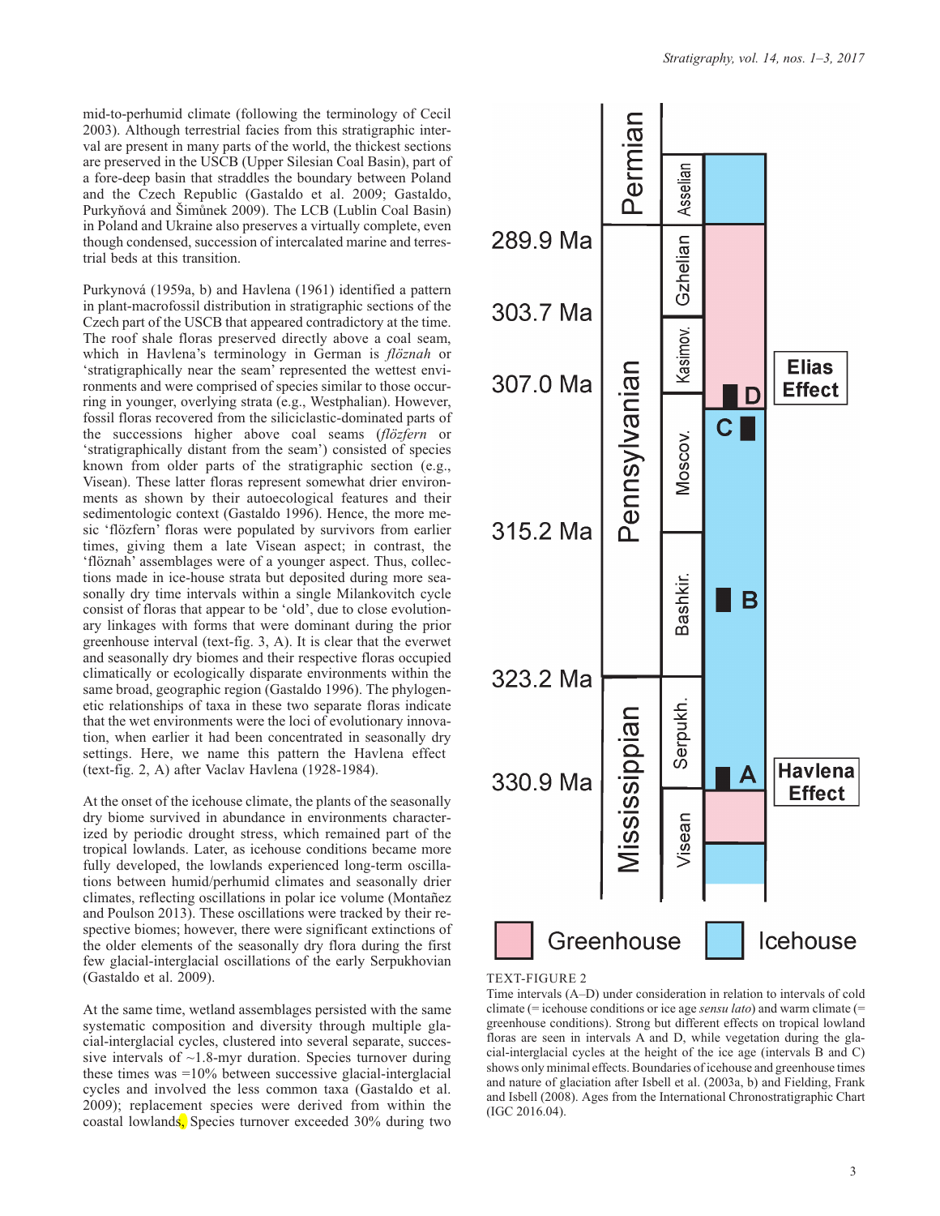mid-to-perhumid climate (following the terminology of Cecil 2003). Although terrestrial facies from this stratigraphic interval are present in many parts of the world, the thickest sections are preserved in the USCB (Upper Silesian Coal Basin), part of a fore-deep basin that straddles the boundary between Poland and the Czech Republic (Gastaldo et al. 2009; Gastaldo, Purkyňová and Šimůnek 2009). The LCB (Lublin Coal Basin) in Poland and Ukraine also preserves a virtually complete, even though condensed, succession of intercalated marine and terrestrial beds at this transition.

Purkynová (1959a, b) and Havlena (1961) identified a pattern in plant-macrofossil distribution in stratigraphic sections of the Czech part of the USCB that appeared contradictory at the time. The roof shale floras preserved directly above a coal seam, which in Havlena's terminology in German is *flöznah* or 'stratigraphically near the seam' represented the wettest environments and were comprised of species similar to those occurring in younger, overlying strata (e.g., Westphalian). However, fossil floras recovered from the siliciclastic-dominated parts of the successions higher above coal seams (*flözfern* or 'stratigraphically distant from the seam') consisted of species known from older parts of the stratigraphic section (e.g., Visean). These latter floras represent somewhat drier environments as shown by their autoecological features and their sedimentologic context (Gastaldo 1996). Hence, the more mesic 'flözfern' floras were populated by survivors from earlier times, giving them a late Visean aspect; in contrast, the 'flöznah' assemblages were of a younger aspect. Thus, collections made in ice-house strata but deposited during more seasonally dry time intervals within a single Milankovitch cycle consist of floras that appear to be 'old', due to close evolutionary linkages with forms that were dominant during the prior greenhouse interval (text-fig. 3, A). It is clear that the everwet and seasonally dry biomes and their respective floras occupied climatically or ecologically disparate environments within the same broad, geographic region (Gastaldo 1996). The phylogenetic relationships of taxa in these two separate floras indicate that the wet environments were the loci of evolutionary innovation, when earlier it had been concentrated in seasonally dry settings. Here, we name this pattern the Havlena effect (text-fig. 2, A) after Vaclav Havlena (1928-1984).

At the onset of the icehouse climate, the plants of the seasonally dry biome survived in abundance in environments characterized by periodic drought stress, which remained part of the tropical lowlands. Later, as icehouse conditions became more fully developed, the lowlands experienced long-term oscillations between humid/perhumid climates and seasonally drier climates, reflecting oscillations in polar ice volume (Montañez and Poulson 2013). These oscillations were tracked by their respective biomes; however, there were significant extinctions of the older elements of the seasonally dry flora during the first few glacial-interglacial oscillations of the early Serpukhovian (Gastaldo et al. 2009).

At the same time, wetland assemblages persisted with the same systematic composition and diversity through multiple glacial-interglacial cycles, clustered into several separate, successive intervals of ~1.8-myr duration. Species turnover during these times was =10% between successive glacial-interglacial cycles and involved the less common taxa (Gastaldo et al. 2009); replacement species were derived from within the coastal lowlands. Species turnover exceeded 30% during two

TEXT-FIGURE 2
Time intervals (A–D) under consideration in relation to intervals of cold climate (= icehouse conditions or ice age *sensu lato*) and warm climate (= greenhouse conditions). Strong but different effects on tropical lowland floras are seen in intervals A and D, while vegetation during the glacial-interglacial cycles at the height of the ice age (intervals B and C) shows only minimal effects. Boundaries of icehouse and greenhouse times and nature of glaciation after Isbell et al. (2003a, b) and Fielding, Frank and Isbell (2008). Ages from the International Chronostratigraphic Chart (IGC 2016.04).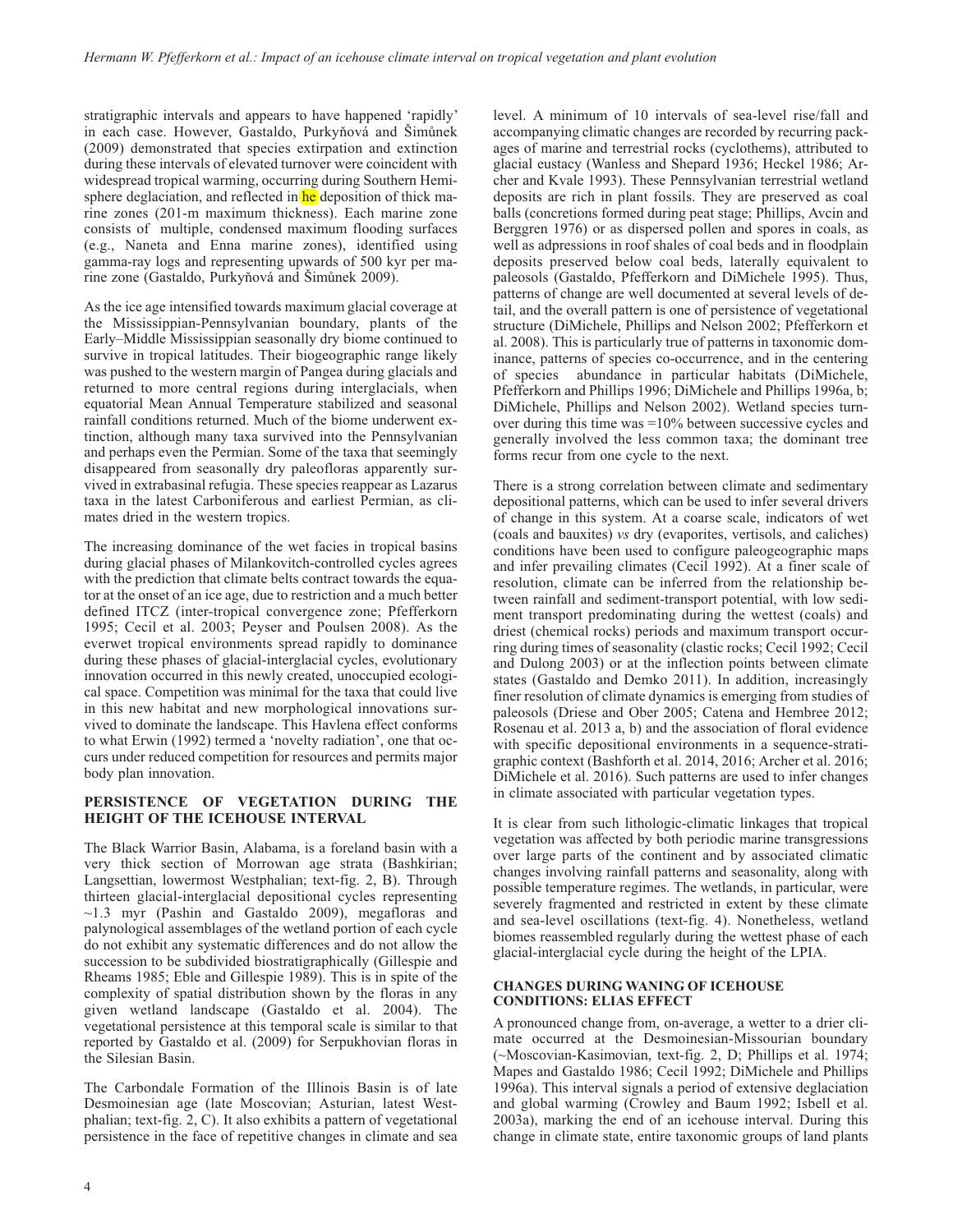stratigraphic intervals and appears to have happened 'rapidly' in each case. However, Gastaldo, Purkyňová and Šimůnek (2009) demonstrated that species extirpation and extinction during these intervals of elevated turnover were coincident with widespread tropical warming, occurring during Southern Hemisphere deglaciation, and reflected in he deposition of thick marine zones (201-m maximum thickness). Each marine zone consists of multiple, condensed maximum flooding surfaces (e.g., Naneta and Enna marine zones), identified using gamma-ray logs and representing upwards of 500 kyr per marine zone (Gastaldo, Purkyňová and Šimůnek 2009).

As the ice age intensified towards maximum glacial coverage at the Mississippian-Pennsylvanian boundary, plants of the Early–Middle Mississippian seasonally dry biome continued to survive in tropical latitudes. Their biogeographic range likely was pushed to the western margin of Pangea during glacials and returned to more central regions during interglacials, when equatorial Mean Annual Temperature stabilized and seasonal rainfall conditions returned. Much of the biome underwent extinction, although many taxa survived into the Pennsylvanian and perhaps even the Permian. Some of the taxa that seemingly disappeared from seasonally dry paleofloras apparently survived in extrabasinal refugia. These species reappear as Lazarus taxa in the latest Carboniferous and earliest Permian, as climates dried in the western tropics.

The increasing dominance of the wet facies in tropical basins during glacial phases of Milankovitch-controlled cycles agrees with the prediction that climate belts contract towards the equator at the onset of an ice age, due to restriction and a much better defined ITCZ (inter-tropical convergence zone; Pfefferkorn 1995; Cecil et al. 2003; Peyser and Poulsen 2008). As the everwet tropical environments spread rapidly to dominance during these phases of glacial-interglacial cycles, evolutionary innovation occurred in this newly created, unoccupied ecological space. Competition was minimal for the taxa that could live in this new habitat and new morphological innovations survived to dominate the landscape. This Havlena effect conforms to what Erwin (1992) termed a 'novelty radiation', one that occurs under reduced competition for resources and permits major body plan innovation.

## PERSISTENCE OF VEGETATION DURING THE HEIGHT OF THE ICEHOUSE INTERVAL

The Black Warrior Basin, Alabama, is a foreland basin with a very thick section of Morrowan age strata (Bashkirian; Langsettian, lowermost Westphalian; text-fig. 2, B). Through thirteen glacial-interglacial depositional cycles representing ~1.3 myr (Pashin and Gastaldo 2009), megafloras and palynological assemblages of the wetland portion of each cycle do not exhibit any systematic differences and do not allow the succession to be subdivided biostratigraphically (Gillespie and Rheams 1985; Eble and Gillespie 1989). This is in spite of the complexity of spatial distribution shown by the floras in any given wetland landscape (Gastaldo et al. 2004). The vegetational persistence at this temporal scale is similar to that reported by Gastaldo et al. (2009) for Serpukhovian floras in the Silesian Basin.

The Carbondale Formation of the Illinois Basin is of late Desmoinesian age (late Moscovian; Asturian, latest Westphalian; text-fig. 2, C). It also exhibits a pattern of vegetational persistence in the face of repetitive changes in climate and sea level. A minimum of 10 intervals of sea-level rise/fall and accompanying climatic changes are recorded by recurring packages of marine and terrestrial rocks (cyclothems), attributed to glacial eustacy (Wanless and Shepard 1936; Heckel 1986; Archer and Kvale 1993). These Pennsylvanian terrestrial wetland deposits are rich in plant fossils. They are preserved as coal balls (concretions formed during peat stage; Phillips, Avcin and Berggren 1976) or as dispersed pollen and spores in coals, as well as adpressions in roof shales of coal beds and in floodplain deposits preserved below coal beds, laterally equivalent to paleosols (Gastaldo, Pfefferkorn and DiMichele 1995). Thus, patterns of change are well documented at several levels of detail, and the overall pattern is one of persistence of vegetational structure (DiMichele, Phillips and Nelson 2002; Pfefferkorn et al. 2008). This is particularly true of patterns in taxonomic dominance, patterns of species co-occurrence, and in the centering of species abundance in particular habitats (DiMichele, Pfefferkorn and Phillips 1996; DiMichele and Phillips 1996a, b; DiMichele, Phillips and Nelson 2002). Wetland species turnover during this time was =10% between successive cycles and generally involved the less common taxa; the dominant tree forms recur from one cycle to the next.

There is a strong correlation between climate and sedimentary depositional patterns, which can be used to infer several drivers of change in this system. At a coarse scale, indicators of wet (coals and bauxites) *vs* dry (evaporites, vertisols, and caliches) conditions have been used to configure paleogeographic maps and infer prevailing climates (Cecil 1992). At a finer scale of resolution, climate can be inferred from the relationship between rainfall and sediment-transport potential, with low sediment transport predominating during the wettest (coals) and driest (chemical rocks) periods and maximum transport occurring during times of seasonality (clastic rocks; Cecil 1992; Cecil and Dulong 2003) or at the inflection points between climate states (Gastaldo and Demko 2011). In addition, increasingly finer resolution of climate dynamics is emerging from studies of paleosols (Driese and Ober 2005; Catena and Hembree 2012; Rosenau et al. 2013 a, b) and the association of floral evidence with specific depositional environments in a sequence-stratigraphic context (Bashforth et al. 2014, 2016; Archer et al. 2016; DiMichele et al. 2016). Such patterns are used to infer changes in climate associated with particular vegetation types.

It is clear from such lithologic-climatic linkages that tropical vegetation was affected by both periodic marine transgressions over large parts of the continent and by associated climatic changes involving rainfall patterns and seasonality, along with possible temperature regimes. The wetlands, in particular, were severely fragmented and restricted in extent by these climate and sea-level oscillations (text-fig. 4). Nonetheless, wetland biomes reassembled regularly during the wettest phase of each glacial-interglacial cycle during the height of the LPIA.

### CHANGES DURING WANING OF ICEHOUSE CONDITIONS: ELIAS EFFECT

A pronounced change from, on-average, a wetter to a drier climate occurred at the Desmoinesian-Missourian boundary (~Moscovian-Kasimovian, text-fig. 2, D; Phillips et al. 1974; Mapes and Gastaldo 1986; Cecil 1992; DiMichele and Phillips 1996a). This interval signals a period of extensive deglaciation and global warming (Crowley and Baum 1992; Isbell et al. 2003a), marking the end of an icehouse interval. During this change in climate state, entire taxonomic groups of land plants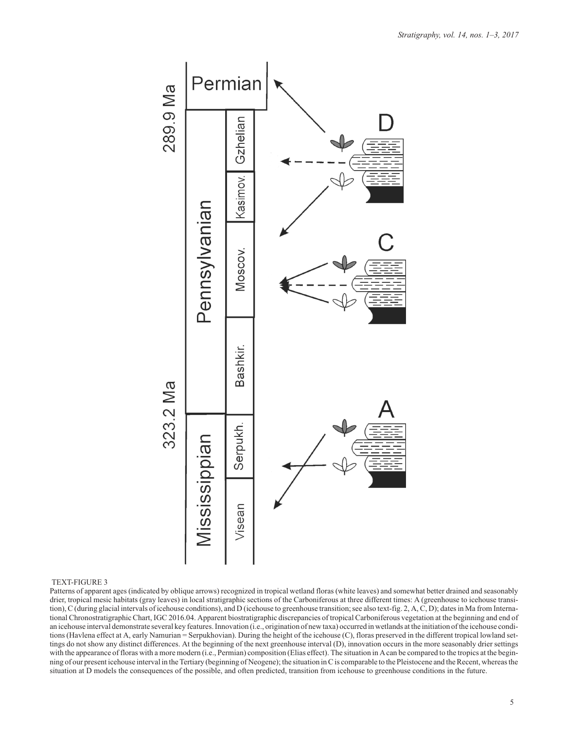TEXT-FIGURE 3

Patterns of apparent ages (indicated by oblique arrows) recognized in tropical wetland floras (white leaves) and somewhat better drained and seasonably drier, tropical mesic habitats (gray leaves) in local stratigraphic sections of the Carboniferous at three different times: A (greenhouse to icehouse transition), C (during glacial intervals of icehouse conditions), and D (icehouse to greenhouse transition; see also text-fig. 2, A, C, D); dates in Ma from International Chronostratigraphic Chart, IGC 2016.04. Apparent biostratigraphic discrepancies of tropical Carboniferous vegetation at the beginning and end of an icehouse interval demonstrate several key features. Innovation (i.e., origination of new taxa) occurred in wetlands at the initiation of the icehouse conditions (Havlena effect at A, early Namurian = Serpukhovian). During the height of the icehouse (C), floras preserved in the different tropical lowland settings do not show any distinct differences. At the beginning of the next greenhouse interval (D), innovation occurs in the more seasonably drier settings with the appearance of floras with a more modern (i.e., Permian) composition (Elias effect). The situation in A can be compared to the tropics at the beginning of our present icehouse interval in the Tertiary (beginning of Neogene); the situation in C is comparable to the Pleistocene and the Recent, whereas the situation at D models the consequences of the possible, and often predicted, transition from icehouse to greenhouse conditions in the future.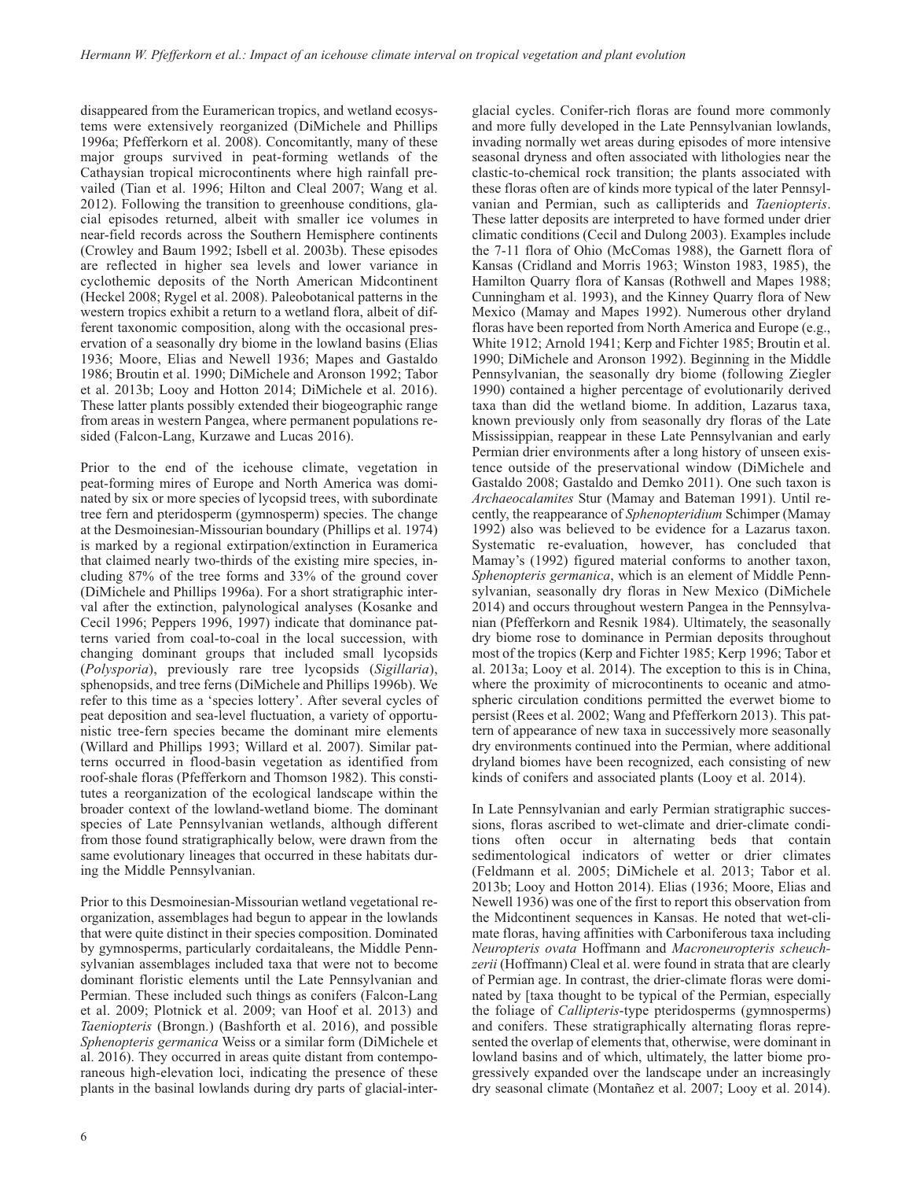disappeared from the Euramerican tropics, and wetland ecosystems were extensively reorganized (DiMichele and Phillips 1996a; Pfefferkorn et al. 2008). Concomitantly, many of these major groups survived in peat-forming wetlands of the Cathaysian tropical microcontinents where high rainfall prevailed (Tian et al. 1996; Hilton and Cleal 2007; Wang et al. 2012). Following the transition to greenhouse conditions, glacial episodes returned, albeit with smaller ice volumes in near-field records across the Southern Hemisphere continents (Crowley and Baum 1992; Isbell et al. 2003b). These episodes are reflected in higher sea levels and lower variance in cyclothemic deposits of the North American Midcontinent (Heckel 2008; Rygel et al. 2008). Paleobotanical patterns in the western tropics exhibit a return to a wetland flora, albeit of different taxonomic composition, along with the occasional preservation of a seasonally dry biome in the lowland basins (Elias 1936; Moore, Elias and Newell 1936; Mapes and Gastaldo 1986; Broutin et al. 1990; DiMichele and Aronson 1992; Tabor et al. 2013b; Looy and Hotton 2014; DiMichele et al. 2016). These latter plants possibly extended their biogeographic range from areas in western Pangea, where permanent populations resided (Falcon-Lang, Kurzawe and Lucas 2016).

Prior to the end of the icehouse climate, vegetation in peat-forming mires of Europe and North America was dominated by six or more species of lycopsid trees, with subordinate tree fern and pteridosperm (gymnosperm) species. The change at the Desmoinesian-Missourian boundary (Phillips et al. 1974) is marked by a regional extirpation/extinction in Euramerica that claimed nearly two-thirds of the existing mire species, including 87% of the tree forms and 33% of the ground cover (DiMichele and Phillips 1996a). For a short stratigraphic interval after the extinction, palynological analyses (Kosanke and Cecil 1996; Peppers 1996, 1997) indicate that dominance patterns varied from coal-to-coal in the local succession, with changing dominant groups that included small lycopsids (*Polysporia*), previously rare tree lycopsids (*Sigillaria*), sphenopsids, and tree ferns (DiMichele and Phillips 1996b). We refer to this time as a 'species lottery'. After several cycles of peat deposition and sea-level fluctuation, a variety of opportunistic tree-fern species became the dominant mire elements (Willard and Phillips 1993; Willard et al. 2007). Similar patterns occurred in flood-basin vegetation as identified from roof-shale floras (Pfefferkorn and Thomson 1982). This constitutes a reorganization of the ecological landscape within the broader context of the lowland-wetland biome. The dominant species of Late Pennsylvanian wetlands, although different from those found stratigraphically below, were drawn from the same evolutionary lineages that occurred in these habitats during the Middle Pennsylvanian.

Prior to this Desmoinesian-Missourian wetland vegetational reorganization, assemblages had begun to appear in the lowlands that were quite distinct in their species composition. Dominated by gymnosperms, particularly cordaitaleans, the Middle Pennsylvanian assemblages included taxa that were not to become dominant floristic elements until the Late Pennsylvanian and Permian. These included such things as conifers (Falcon-Lang et al. 2009; Plotnick et al. 2009; van Hoof et al. 2013) and *Taeniopteris* (Brongn.) (Bashforth et al. 2016), and possible *Sphenopteris germanica* Weiss or a similar form (DiMichele et al. 2016). They occurred in areas quite distant from contemporaneous high-elevation loci, indicating the presence of these plants in the basinal lowlands during dry parts of glacial-interglacial cycles. Conifer-rich floras are found more commonly and more fully developed in the Late Pennsylvanian lowlands, invading normally wet areas during episodes of more intensive seasonal dryness and often associated with lithologies near the clastic-to-chemical rock transition; the plants associated with these floras often are of kinds more typical of the later Pennsylvanian and Permian, such as callipterids and *Taeniopteris*. These latter deposits are interpreted to have formed under drier climatic conditions (Cecil and Dulong 2003). Examples include the 7-11 flora of Ohio (McComas 1988), the Garnett flora of Kansas (Cridland and Morris 1963; Winston 1983, 1985), the Hamilton Quarry flora of Kansas (Rothwell and Mapes 1988; Cunningham et al. 1993), and the Kinney Quarry flora of New Mexico (Mamay and Mapes 1992). Numerous other dryland floras have been reported from North America and Europe (e.g., White 1912; Arnold 1941; Kerp and Fichter 1985; Broutin et al. 1990; DiMichele and Aronson 1992). Beginning in the Middle Pennsylvanian, the seasonally dry biome (following Ziegler 1990) contained a higher percentage of evolutionarily derived taxa than did the wetland biome. In addition, Lazarus taxa, known previously only from seasonally dry floras of the Late Mississippian, reappear in these Late Pennsylvanian and early Permian drier environments after a long history of unseen existence outside of the preservational window (DiMichele and Gastaldo 2008; Gastaldo and Demko 2011). One such taxon is *Archaeocalamites* Stur (Mamay and Bateman 1991). Until recently, the reappearance of *Sphenopteridium* Schimper (Mamay 1992) also was believed to be evidence for a Lazarus taxon. Systematic re-evaluation, however, has concluded that Mamay's (1992) figured material conforms to another taxon, *Sphenopteris germanica*, which is an element of Middle Pennsylvanian, seasonally dry floras in New Mexico (DiMichele 2014) and occurs throughout western Pangea in the Pennsylvanian (Pfefferkorn and Resnik 1984). Ultimately, the seasonally dry biome rose to dominance in Permian deposits throughout most of the tropics (Kerp and Fichter 1985; Kerp 1996; Tabor et al. 2013a; Looy et al. 2014). The exception to this is in China, where the proximity of microcontinents to oceanic and atmospheric circulation conditions permitted the everwet biome to persist (Rees et al. 2002; Wang and Pfefferkorn 2013). This pattern of appearance of new taxa in successively more seasonally dry environments continued into the Permian, where additional dryland biomes have been recognized, each consisting of new kinds of conifers and associated plants (Looy et al. 2014).

In Late Pennsylvanian and early Permian stratigraphic successions, floras ascribed to wet-climate and drier-climate conditions often occur in alternating beds that contain sedimentological indicators of wetter or drier climates (Feldmann et al. 2005; DiMichele et al. 2013; Tabor et al. 2013b; Looy and Hotton 2014). Elias (1936; Moore, Elias and Newell 1936) was one of the first to report this observation from the Midcontinent sequences in Kansas. He noted that wet-climate floras, having affinities with Carboniferous taxa including *Neuropteris ovata* Hoffmann and *Macroneuropteris scheuchzerii* (Hoffmann) Cleal et al. were found in strata that are clearly of Permian age. In contrast, the drier-climate floras were dominated by [taxa thought to be typical of the Permian, especially the foliage of *Callipteris*-type pteridosperms (gymnosperms) and conifers. These stratigraphically alternating floras represented the overlap of elements that, otherwise, were dominant in lowland basins and of which, ultimately, the latter biome progressively expanded over the landscape under an increasingly dry seasonal climate (Montañez et al. 2007; Looy et al. 2014).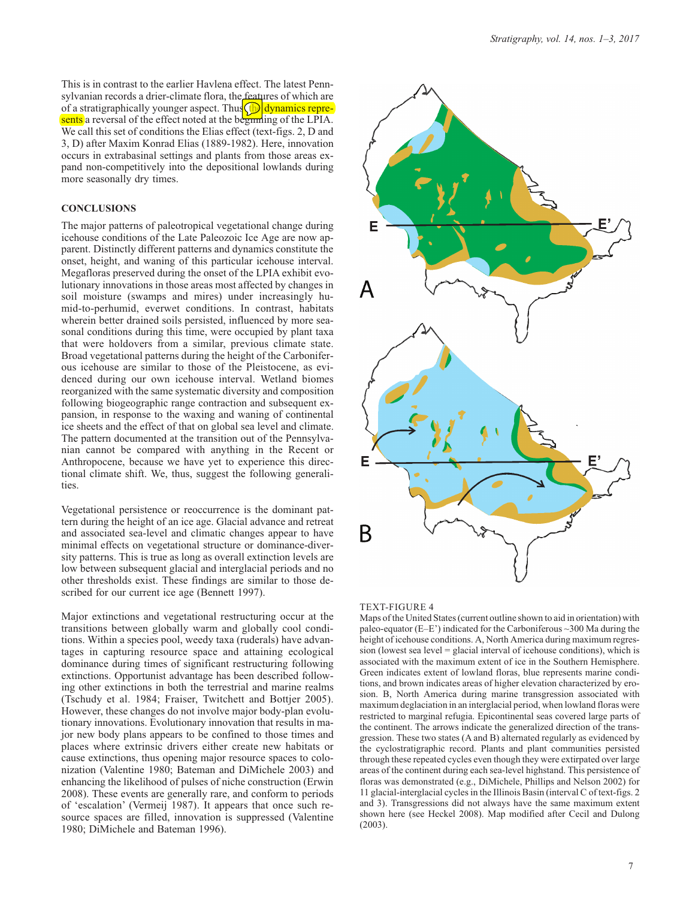This is in contrast to the earlier Havlena effect. The latest Pennsylvanian records a drier-climate flora, the features of which are of a stratigraphically younger aspect. Thus the dynamics represents a reversal of the effect noted at the beginning of the LPIA. We call this set of conditions the Elias effect (text-figs. 2, D and 3, D) after Maxim Konrad Elias (1889-1982). Here, innovation occurs in extrabasinal settings and plants from those areas expand non-competitively into the depositional lowlands during more seasonally dry times.

## CONCLUSIONS

The major patterns of paleotropical vegetational change during icehouse conditions of the Late Paleozoic Ice Age are now apparent. Distinctly different patterns and dynamics constitute the onset, height, and waning of this particular icehouse interval. Megafloras preserved during the onset of the LPIA exhibit evolutionary innovations in those areas most affected by changes in soil moisture (swamps and mires) under increasingly humid-to-perhumid, everwet conditions. In contrast, habitats wherein better drained soils persisted, influenced by more seasonal conditions during this time, were occupied by plant taxa that were holdovers from a similar, previous climate state. Broad vegetational patterns during the height of the Carboniferous icehouse are similar to those of the Pleistocene, as evidenced during our own icehouse interval. Wetland biomes reorganized with the same systematic diversity and composition following biogeographic range contraction and subsequent expansion, in response to the waxing and waning of continental ice sheets and the effect of that on global sea level and climate. The pattern documented at the transition out of the Pennsylvanian cannot be compared with anything in the Recent or Anthropocene, because we have yet to experience this directional climate shift. We, thus, suggest the following generalities.

Vegetational persistence or reoccurrence is the dominant pattern during the height of an ice age. Glacial advance and retreat and associated sea-level and climatic changes appear to have minimal effects on vegetational structure or dominance-diversity patterns. This is true as long as overall extinction levels are low between subsequent glacial and interglacial periods and no other thresholds exist. These findings are similar to those described for our current ice age (Bennett 1997).

Major extinctions and vegetational restructuring occur at the transitions between globally warm and globally cool conditions. Within a species pool, weedy taxa (ruderals) have advantages in capturing resource space and attaining ecological dominance during times of significant restructuring following extinctions. Opportunist advantage has been described following other extinctions in both the terrestrial and marine realms (Tschudy et al. 1984; Fraiser, Twitchett and Bottjer 2005). However, these changes do not involve major body-plan evolutionary innovations. Evolutionary innovation that results in major new body plans appears to be confined to those times and places where extrinsic drivers either create new habitats or cause extinctions, thus opening major resource spaces to colonization (Valentine 1980; Bateman and DiMichele 2003) and enhancing the likelihood of pulses of niche construction (Erwin 2008). These events are generally rare, and conform to periods of 'escalation' (Vermeij 1987). It appears that once such resource spaces are filled, innovation is suppressed (Valentine 1980; DiMichele and Bateman 1996).

TEXT-FIGURE 4
Maps of the United States (current outline shown to aid in orientation) with paleo-equator (E–E') indicated for the Carboniferous ~300 Ma during the height of icehouse conditions. A, North America during maximum regression (lowest sea level = glacial interval of icehouse conditions), which is associated with the maximum extent of ice in the Southern Hemisphere. Green indicates extent of lowland floras, blue represents marine conditions, and brown indicates areas of higher elevation characterized by erosion. B, North America during marine transgression associated with maximum deglaciation in an interglacial period, when lowland floras were restricted to marginal refugia. Epicontinental seas covered large parts of the continent. The arrows indicate the generalized direction of the transgression. These two states (A and B) alternated regularly as evidenced by the cyclostratigraphic record. Plants and plant communities persisted through these repeated cycles even though they were extirpated over large areas of the continent during each sea-level highstand. This persistence of floras was demonstrated (e.g., DiMichele, Phillips and Nelson 2002) for 11 glacial-interglacial cycles in the Illinois Basin (interval C of text-figs. 2 and 3). Transgressions did not always have the same maximum extent shown here (see Heckel 2008). Map modified after Cecil and Dulong (2003).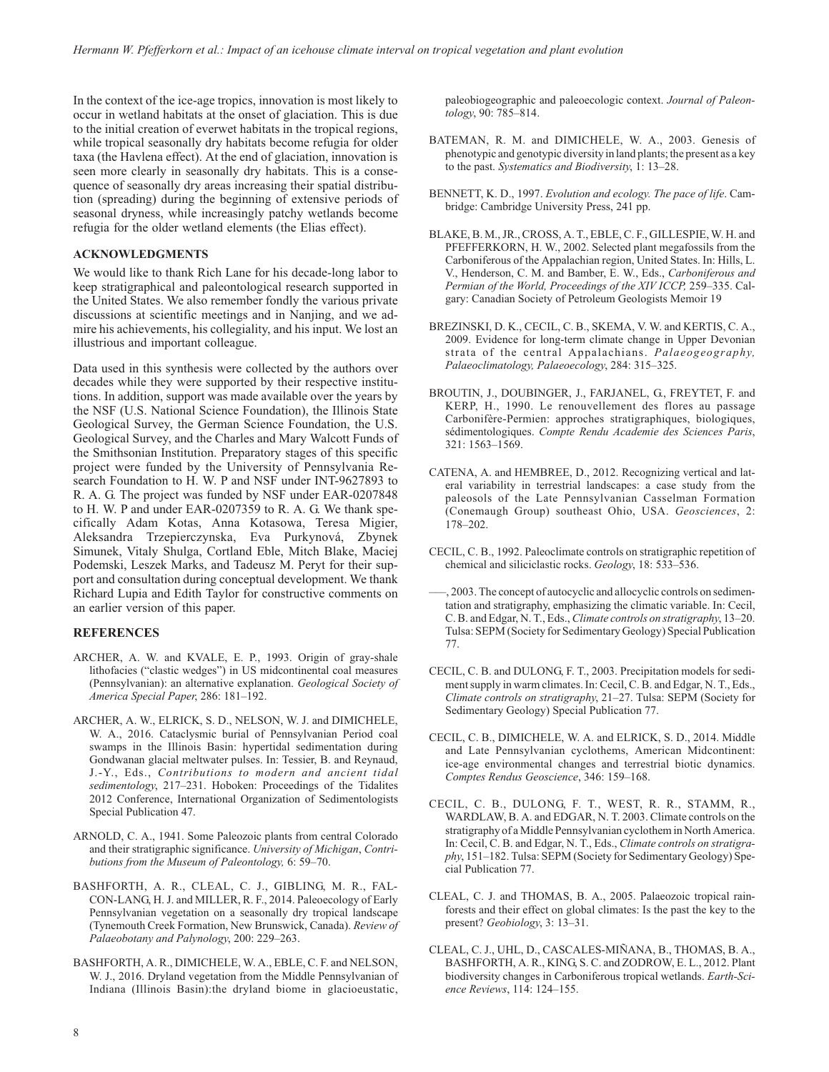In the context of the ice-age tropics, innovation is most likely to occur in wetland habitats at the onset of glaciation. This is due to the initial creation of everwet habitats in the tropical regions, while tropical seasonally dry habitats become refugia for older taxa (the Havlena effect). At the end of glaciation, innovation is seen more clearly in seasonally dry habitats. This is a consequence of seasonally dry areas increasing their spatial distribution (spreading) during the beginning of extensive periods of seasonal dryness, while increasingly patchy wetlands become refugia for the older wetland elements (the Elias effect).

## ACKNOWLEDGMENTS

We would like to thank Rich Lane for his decade-long labor to keep stratigraphical and paleontological research supported in the United States. We also remember fondly the various private discussions at scientific meetings and in Nanjing, and we admire his achievements, his collegiality, and his input. We lost an illustrious and important colleague.

Data used in this synthesis were collected by the authors over decades while they were supported by their respective institutions. In addition, support was made available over the years by the NSF (U.S. National Science Foundation), the Illinois State Geological Survey, the German Science Foundation, the U.S. Geological Survey, and the Charles and Mary Walcott Funds of the Smithsonian Institution. Preparatory stages of this specific project were funded by the University of Pennsylvania Research Foundation to H. W. P and NSF under INT-9627893 to R. A. G. The project was funded by NSF under EAR-0207848 to H. W. P and under EAR-0207359 to R. A. G. We thank specifically Adam Kotas, Anna Kotasowa, Teresa Migier, Aleksandra Trzepierczynska, Eva Purkynová, Zbynek Simunek, Vitaly Shulga, Cortland Eble, Mitch Blake, Maciej Podemski, Leszek Marks, and Tadeusz M. Peryt for their support and consultation during conceptual development. We thank Richard Lupia and Edith Taylor for constructive comments on an earlier version of this paper.

## REFERENCES

ARCHER, A. W. and KVALE, E. P., 1993. Origin of gray-shale lithofacies ("clastic wedges") in US midcontinental coal measures (Pennsylvanian): an alternative explanation. *Geological Society of America Special Paper*, 286: 181–192.

ARCHER, A. W., ELRICK, S. D., NELSON, W. J. and DIMICHELE, W. A., 2016. Cataclysmic burial of Pennsylvanian Period coal swamps in the Illinois Basin: hypertidal sedimentation during Gondwanan glacial meltwater pulses. In: Tessier, B. and Reynaud, J.-Y., Eds., *Contributions to modern and ancient tidal sedimentology*, 217–231. Hoboken: Proceedings of the Tidalites 2012 Conference, International Organization of Sedimentologists Special Publication 47.

ARNOLD, C. A., 1941. Some Paleozoic plants from central Colorado and their stratigraphic significance. *University of Michigan*, *Contributions from the Museum of Paleontology,* 6: 59–70.

BASHFORTH, A. R., CLEAL, C. J., GIBLING, M. R., FALCON-LANG, H. J. and MILLER, R. F., 2014. Paleoecology of Early Pennsylvanian vegetation on a seasonally dry tropical landscape (Tynemouth Creek Formation, New Brunswick, Canada). *Review of Palaeobotany and Palynology*, 200: 229–263.

BASHFORTH, A. R., DIMICHELE, W. A., EBLE, C. F. and NELSON, W. J., 2016. Dryland vegetation from the Middle Pennsylvanian of Indiana (Illinois Basin):the dryland biome in glacioeustatic, paleobiogeographic and paleoecologic context. *Journal of Paleontology*, 90: 785–814.

BATEMAN, R. M. and DIMICHELE, W. A., 2003. Genesis of phenotypic and genotypic diversity in land plants; the present as a key to the past. *Systematics and Biodiversity*, 1: 13–28.

BENNETT, K. D., 1997. *Evolution and ecology. The pace of life*. Cambridge: Cambridge University Press, 241 pp.

BLAKE, B. M., JR., CROSS, A. T., EBLE, C. F., GILLESPIE, W. H. and PFEFFERKORN, H. W., 2002. Selected plant megafossils from the Carboniferous of the Appalachian region, United States. In: Hills, L. V., Henderson, C. M. and Bamber, E. W., Eds., *Carboniferous and Permian of the World, Proceedings of the XIV ICCP,* 259–335. Calgary: Canadian Society of Petroleum Geologists Memoir 19

BREZINSKI, D. K., CECIL, C. B., SKEMA, V. W. and KERTIS, C. A., 2009. Evidence for long-term climate change in Upper Devonian strata of the central Appalachians. *Palaeogeography, Palaeoclimatology, Palaeoecology*, 284: 315–325.

BROUTIN, J., DOUBINGER, J., FARJANEL, G., FREYTET, F. and KERP, H., 1990. Le renouvellement des flores au passage Carbonifère-Permien: approches stratigraphiques, biologiques, sédimentologiques. *Compte Rendu Academie des Sciences Paris*, 321: 1563–1569.

CATENA, A. and HEMBREE, D., 2012. Recognizing vertical and lateral variability in terrestrial landscapes: a case study from the paleosols of the Late Pennsylvanian Casselman Formation (Conemaugh Group) southeast Ohio, USA. *Geosciences*, 2: 178–202.

CECIL, C. B., 1992. Paleoclimate controls on stratigraphic repetition of chemical and siliciclastic rocks. *Geology*, 18: 533–536.

——, 2003. The concept of autocyclic and allocyclic controls on sedimentation and stratigraphy, emphasizing the climatic variable. In: Cecil, C. B. and Edgar, N. T., Eds., *Climate controls on stratigraphy*, 13–20. Tulsa: SEPM (Society for Sedimentary Geology) Special Publication 77.

CECIL, C. B. and DULONG, F. T., 2003. Precipitation models for sediment supply in warm climates. In: Cecil, C. B. and Edgar, N. T., Eds., *Climate controls on stratigraphy*, 21–27. Tulsa: SEPM (Society for Sedimentary Geology) Special Publication 77.

CECIL, C. B., DIMICHELE, W. A. and ELRICK, S. D., 2014. Middle and Late Pennsylvanian cyclothems, American Midcontinent: ice-age environmental changes and terrestrial biotic dynamics. *Comptes Rendus Geoscience*, 346: 159–168.

CECIL, C. B., DULONG, F. T., WEST, R. R., STAMM, R., WARDLAW, B. A. and EDGAR, N. T. 2003. Climate controls on the stratigraphy of a Middle Pennsylvanian cyclothem in North America. In: Cecil, C. B. and Edgar, N. T., Eds., *Climate controls on stratigraphy*, 151–182. Tulsa: SEPM (Society for Sedimentary Geology) Special Publication 77.

CLEAL, C. J. and THOMAS, B. A., 2005. Palaeozoic tropical rainforests and their effect on global climates: Is the past the key to the present? *Geobiology*, 3: 13–31.

CLEAL, C. J., UHL, D., CASCALES-MIÑANA, B., THOMAS, B. A., BASHFORTH, A. R., KING, S. C. and ZODROW, E. L., 2012. Plant biodiversity changes in Carboniferous tropical wetlands. *Earth-Science Reviews*, 114: 124–155.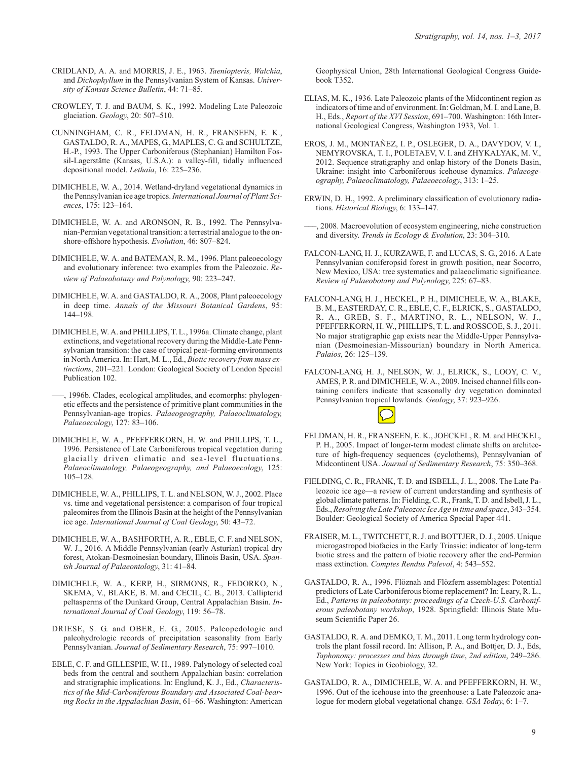CRIDLAND, A. A. and MORRIS, J. E., 1963. *Taeniopteris, Walchia*, and *Dichophyllum* in the Pennsylvanian System of Kansas. *University of Kansas Science Bulletin*, 44: 71–85.

CROWLEY, T. J. and BAUM, S. K., 1992. Modeling Late Paleozoic glaciation. *Geology*, 20: 507–510.

CUNNINGHAM, C. R., FELDMAN, H. R., FRANSEEN, E. K., GASTALDO, R. A., MAPES, G., MAPLES, C. G. and SCHULTZE, H.-P., 1993. The Upper Carboniferous (Stephanian) Hamilton Fossil-Lagerstätte (Kansas, U.S.A.): a valley-fill, tidally influenced depositional model. *Lethaia*, 16: 225–236.

DIMICHELE, W. A., 2014. Wetland-dryland vegetational dynamics in the Pennsylvanian ice age tropics. *International Journal of Plant Sciences*, 175: 123–164.

DIMICHELE, W. A. and ARONSON, R. B., 1992. The Pennsylvanian-Permian vegetational transition: a terrestrial analogue to the onshore-offshore hypothesis. *Evolution*, 46: 807–824.

DIMICHELE, W. A. and BATEMAN, R. M., 1996. Plant paleoecology and evolutionary inference: two examples from the Paleozoic. *Review of Palaeobotany and Palynology*, 90: 223–247.

DIMICHELE, W. A. and GASTALDO, R. A., 2008, Plant paleoecology in deep time. *Annals of the Missouri Botanical Gardens*, 95: 144–198.

DIMICHELE, W. A. and PHILLIPS, T. L., 1996a. Climate change, plant extinctions, and vegetational recovery during the Middle-Late Pennsylvanian transition: the case of tropical peat-forming environments in North America. In: Hart, M. L., Ed., *Biotic recovery from mass extinctions*, 201–221. London: Geological Society of London Special Publication 102.

–––, 1996b. Clades, ecological amplitudes, and ecomorphs: phylogenetic effects and the persistence of primitive plant communities in the Pennsylvanian-age tropics. *Palaeogeography, Palaeoclimatology, Palaeoecology*, 127: 83–106.

DIMICHELE, W. A., PFEFFERKORN, H. W. and PHILLIPS, T. L., 1996. Persistence of Late Carboniferous tropical vegetation during glacially driven climatic and sea-level fluctuations. *Palaeoclimatology, Palaeogeography, and Palaeoecology*, 125: 105–128.

DIMICHELE, W. A., PHILLIPS, T. L. and NELSON, W. J., 2002. Place vs. time and vegetational persistence: a comparison of four tropical paleomires from the Illinois Basin at the height of the Pennsylvanian ice age. *International Journal of Coal Geology*, 50: 43–72.

DIMICHELE, W. A., BASHFORTH, A. R., EBLE, C. F. and NELSON, W. J., 2016. A Middle Pennsylvanian (early Asturian) tropical dry forest, Atokan-Desmoinesian boundary, Illinois Basin, USA. *Spanish Journal of Palaeontology*, 31: 41–84.

DIMICHELE, W. A., KERP, H., SIRMONS, R., FEDORKO, N., SKEMA, V., BLAKE, B. M. and CECIL, C. B., 2013. Callipterid peltasperms of the Dunkard Group, Central Appalachian Basin. *International Journal of Coal Geology*, 119: 56–78.

DRIESE, S. G. and OBER, E. G., 2005. Paleopedologic and paleohydrologic records of precipitation seasonality from Early Pennsylvanian. *Journal of Sedimentary Research*, 75: 997–1010.

EBLE, C. F. and GILLESPIE, W. H., 1989. Palynology of selected coal beds from the central and southern Appalachian basin: correlation and stratigraphic implications. In: Englund, K. J., Ed., *Characteristics of the Mid-Carboniferous Boundary and Associated Coal-bearing Rocks in the Appalachian Basin*, 61–66. Washington: American Geophysical Union, 28th International Geological Congress Guidebook T352.

ELIAS, M. K., 1936. Late Paleozoic plants of the Midcontinent region as indicators of time and of environment. In: Goldman, M. I. and Lane, B. H., Eds., *Report of the XVI Session*, 691–700. Washington: 16th International Geological Congress, Washington 1933, Vol. 1.

EROS, J. M., MONTAÑEZ, I. P., OSLEGER, D. A., DAVYDOV, V. I., NEMYROVSKA, T. I., POLETAEV, V. I. and ZHYKALYAK, M. V., 2012. Sequence stratigraphy and onlap history of the Donets Basin, Ukraine: insight into Carboniferous icehouse dynamics. *Palaeogeography, Palaeoclimatology, Palaeoecology*, 313: 1–25.

ERWIN, D. H., 1992. A preliminary classification of evolutionary radiations. *Historical Biology*, 6: 133–147.

–––, 2008. Macroevolution of ecosystem engineering, niche construction and diversity. *Trends in Ecology & Evolution*, 23: 304–310.

FALCON-LANG, H. J., KURZAWE, F. and LUCAS, S. G., 2016. A Late Pennsylvanian coniferopsid forest in growth position, near Socorro, New Mexico, USA: tree systematics and palaeoclimatic significance. *Review of Palaeobotany and Palynology*, 225: 67–83.

FALCON-LANG, H. J., HECKEL, P. H., DIMICHELE, W. A., BLAKE, B. M., EASTERDAY, C. R., EBLE, C. F., ELRICK, S., GASTALDO, R. A., GREB, S. F., MARTINO, R. L., NELSON, W. J., PFEFFERKORN, H. W., PHILLIPS, T. L. and ROSSCOE, S. J., 2011. No major stratigraphic gap exists near the Middle-Upper Pennsylvanian (Desmoinesian-Missourian) boundary in North America. *Palaios*, 26: 125–139.

FALCON-LANG, H. J., NELSON, W. J., ELRICK, S., LOOY, C. V., AMES, P. R. and DIMICHELE, W. A., 2009. Incised channel fills containing conifers indicate that seasonally dry vegetation dominated Pennsylvanian tropical lowlands. *Geology*, 37: 923–926.

FELDMAN, H. R., FRANSEEN, E. K., JOECKEL, R. M. and HECKEL, P. H., 2005. Impact of longer-term modest climate shifts on architecture of high-frequency sequences (cyclothems), Pennsylvanian of Midcontinent USA. *Journal of Sedimentary Research*, 75: 350–368.

FIELDING, C. R., FRANK, T. D. and ISBELL, J. L., 2008. The Late Paleozoic ice age—a review of current understanding and synthesis of global climate patterns. In: Fielding, C. R., Frank, T. D. and Isbell, J. L., Eds., *Resolving the Late Paleozoic Ice Age in time and space*, 343–354. Boulder: Geological Society of America Special Paper 441.

FRAISER, M. L., TWITCHETT, R. J. and BOTTJER, D. J., 2005. Unique microgastropod biofacies in the Early Triassic: indicator of long-term biotic stress and the pattern of biotic recovery after the end-Permian mass extinction. *Comptes Rendus Palevol*, 4: 543–552.

GASTALDO, R. A., 1996. Flöznah and Flözfern assemblages: Potential predictors of Late Carboniferous biome replacement? In: Leary, R. L., Ed., *Patterns in paleobotany: proceedings of a Czech-U.S. Carboniferous paleobotany workshop*, 1928. Springfield: Illinois State Museum Scientific Paper 26.

GASTALDO, R. A. and DEMKO, T. M., 2011. Long term hydrology controls the plant fossil record. In: Allison, P. A., and Bottjer, D. J., Eds, *Taphonomy: processes and bias through time, 2nd edition*, 249–286. New York: Topics in Geobiology, 32.

GASTALDO, R. A., DIMICHELE, W. A. and PFEFFERKORN, H. W., 1996. Out of the icehouse into the greenhouse: a Late Paleozoic analogue for modern global vegetational change. *GSA Today*, 6: 1–7.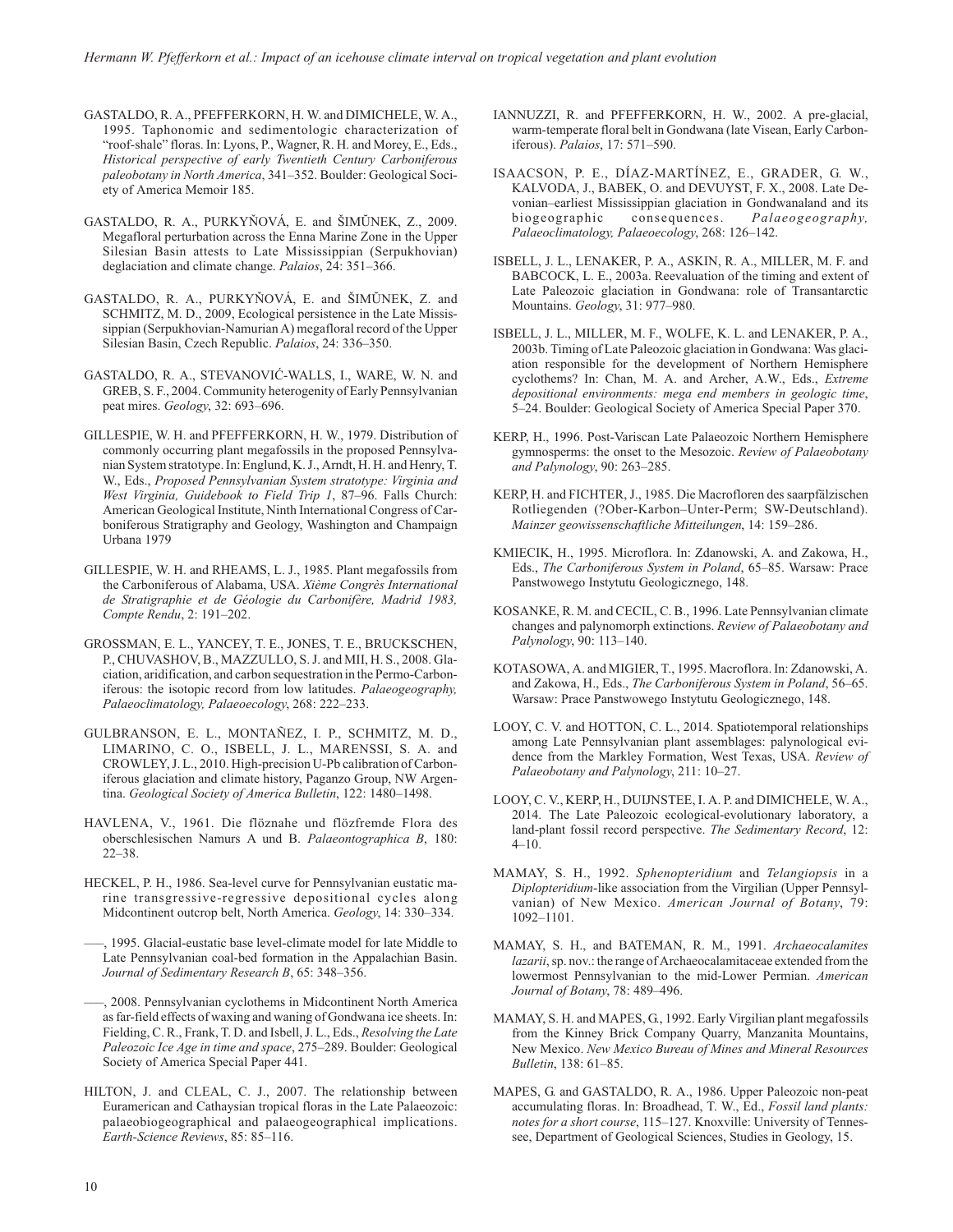GASTALDO, R. A., PFEFFERKORN, H. W. and DIMICHELE, W. A., 1995. Taphonomic and sedimentologic characterization of "roof-shale" floras. In: Lyons, P., Wagner, R. H. and Morey, E., Eds., *Historical perspective of early Twentieth Century Carboniferous paleobotany in North America*, 341–352. Boulder: Geological Society of America Memoir 185.

GASTALDO, R. A., PURKYŇOVÁ, E. and ŠIMŮNEK, Z., 2009. Megafloral perturbation across the Enna Marine Zone in the Upper Silesian Basin attests to Late Mississippian (Serpukhovian) deglaciation and climate change. *Palaios*, 24: 351–366.

GASTALDO, R. A., PURKYŇOVÁ, E. and ŠIMŮNEK, Z. and SCHMITZ, M. D., 2009, Ecological persistence in the Late Mississippian (Serpukhovian-Namurian A) megafloral record of the Upper Silesian Basin, Czech Republic. *Palaios*, 24: 336–350.

GASTALDO, R. A., STEVANOVIĆ-WALLS, I., WARE, W. N. and GREB, S. F., 2004. Community heterogenity of Early Pennsylvanian peat mires. *Geology*, 32: 693–696.

GILLESPIE, W. H. and PFEFFERKORN, H. W., 1979. Distribution of commonly occurring plant megafossils in the proposed Pennsylvanian System stratotype. In: Englund, K. J., Arndt, H. H. and Henry, T. W., Eds., *Proposed Pennsylvanian System stratotype: Virginia and West Virginia, Guidebook to Field Trip 1*, 87–96. Falls Church: American Geological Institute, Ninth International Congress of Carboniferous Stratigraphy and Geology, Washington and Champaign Urbana 1979

GILLESPIE, W. H. and RHEAMS, L. J., 1985. Plant megafossils from the Carboniferous of Alabama, USA. *Xième Congrès International de Stratigraphie et de Géologie du Carbonifère, Madrid 1983, Compte Rendu*, 2: 191–202.

GROSSMAN, E. L., YANCEY, T. E., JONES, T. E., BRUCKSCHEN, P., CHUVASHOV, B., MAZZULLO, S. J. and MII, H. S., 2008. Glaciation, aridification, and carbon sequestration in the Permo-Carboniferous: the isotopic record from low latitudes. *Palaeogeography, Palaeoclimatology, Palaeoecology*, 268: 222–233.

GULBRANSON, E. L., MONTAÑEZ, I. P., SCHMITZ, M. D., LIMARINO, C. O., ISBELL, J. L., MARENSSI, S. A. and CROWLEY, J. L., 2010. High-precision U-Pb calibration of Carboniferous glaciation and climate history, Paganzo Group, NW Argentina. *Geological Society of America Bulletin*, 122: 1480–1498.

HAVLENA, V., 1961. Die flöznahe und flözfremde Flora des oberschlesischen Namurs A und B. *Palaeontographica B*, 180: 22–38.

HECKEL, P. H., 1986. Sea-level curve for Pennsylvanian eustatic marine transgressive-regressive depositional cycles along Midcontinent outcrop belt, North America. *Geology*, 14: 330–334.

–––, 1995. Glacial-eustatic base level-climate model for late Middle to Late Pennsylvanian coal-bed formation in the Appalachian Basin. *Journal of Sedimentary Research B*, 65: 348–356.

–––, 2008. Pennsylvanian cyclothems in Midcontinent North America as far-field effects of waxing and waning of Gondwana ice sheets. In: Fielding, C. R., Frank, T. D. and Isbell, J. L., Eds., *Resolving the Late Paleozoic Ice Age in time and space*, 275–289. Boulder: Geological Society of America Special Paper 441.

HILTON, J. and CLEAL, C. J., 2007. The relationship between Euramerican and Cathaysian tropical floras in the Late Palaeozoic: palaeobiogeographical and palaeogeographical implications. *Earth-Science Reviews*, 85: 85–116.

IANNUZZI, R. and PFEFFERKORN, H. W., 2002. A pre-glacial, warm-temperate floral belt in Gondwana (late Visean, Early Carboniferous). *Palaios*, 17: 571–590.

ISAACSON, P. E., DÍAZ-MARTÍNEZ, E., GRADER, G. W., KALVODA, J., BABEK, O. and DEVUYST, F. X., 2008. Late Devonian–earliest Mississippian glaciation in Gondwanaland and its biogeographic consequences. *Palaeogeography, Palaeoclimatology, Palaeoecology*, 268: 126–142.

ISBELL, J. L., LENAKER, P. A., ASKIN, R. A., MILLER, M. F. and BABCOCK, L. E., 2003a. Reevaluation of the timing and extent of Late Paleozoic glaciation in Gondwana: role of Transantarctic Mountains. *Geology*, 31: 977–980.

ISBELL, J. L., MILLER, M. F., WOLFE, K. L. and LENAKER, P. A., 2003b. Timing of Late Paleozoic glaciation in Gondwana: Was glaciation responsible for the development of Northern Hemisphere cyclothems? In: Chan, M. A. and Archer, A.W., Eds., *Extreme depositional environments: mega end members in geologic time*, 5–24. Boulder: Geological Society of America Special Paper 370.

KERP, H., 1996. Post-Variscan Late Palaeozoic Northern Hemisphere gymnosperms: the onset to the Mesozoic. *Review of Palaeobotany and Palynology*, 90: 263–285.

KERP, H. and FICHTER, J., 1985. Die Macrofloren des saarpfälzischen Rotliegenden (?Ober-Karbon–Unter-Perm; SW-Deutschland). *Mainzer geowissenschaftliche Mitteilungen*, 14: 159–286.

KMIECIK, H., 1995. Microflora. In: Zdanowski, A. and Zakowa, H., Eds., *The Carboniferous System in Poland*, 65–85. Warsaw: Prace Panstwowego Instytutu Geologicznego, 148.

KOSANKE, R. M. and CECIL, C. B., 1996. Late Pennsylvanian climate changes and palynomorph extinctions. *Review of Palaeobotany and Palynology*, 90: 113–140.

KOTASOWA, A. and MIGIER, T., 1995. Macroflora. In: Zdanowski, A. and Zakowa, H., Eds., *The Carboniferous System in Poland*, 56–65. Warsaw: Prace Panstwowego Instytutu Geologicznego, 148.

LOOY, C. V. and HOTTON, C. L., 2014. Spatiotemporal relationships among Late Pennsylvanian plant assemblages: palynological evidence from the Markley Formation, West Texas, USA. *Review of Palaeobotany and Palynology*, 211: 10–27.

LOOY, C. V., KERP, H., DUIJNSTEE, I. A. P. and DIMICHELE, W. A., 2014. The Late Paleozoic ecological-evolutionary laboratory, a land-plant fossil record perspective. *The Sedimentary Record*, 12: 4–10.

MAMAY, S. H., 1992. *Sphenopteridium* and *Telangiopsis* in a *Diplopteridium*-like association from the Virgilian (Upper Pennsylvanian) of New Mexico. *American Journal of Botany*, 79: 1092–1101.

MAMAY, S. H., and BATEMAN, R. M., 1991. *Archaeocalamites lazarii*, sp. nov.: the range of Archaeocalamitaceae extended from the lowermost Pennsylvanian to the mid-Lower Permian. *American Journal of Botany*, 78: 489–496.

MAMAY, S. H. and MAPES, G., 1992. Early Virgilian plant megafossils from the Kinney Brick Company Quarry, Manzanita Mountains, New Mexico. *New Mexico Bureau of Mines and Mineral Resources Bulletin*, 138: 61–85.

MAPES, G. and GASTALDO, R. A., 1986. Upper Paleozoic non-peat accumulating floras. In: Broadhead, T. W., Ed., *Fossil land plants: notes for a short course*, 115–127. Knoxville: University of Tennessee, Department of Geological Sciences, Studies in Geology, 15.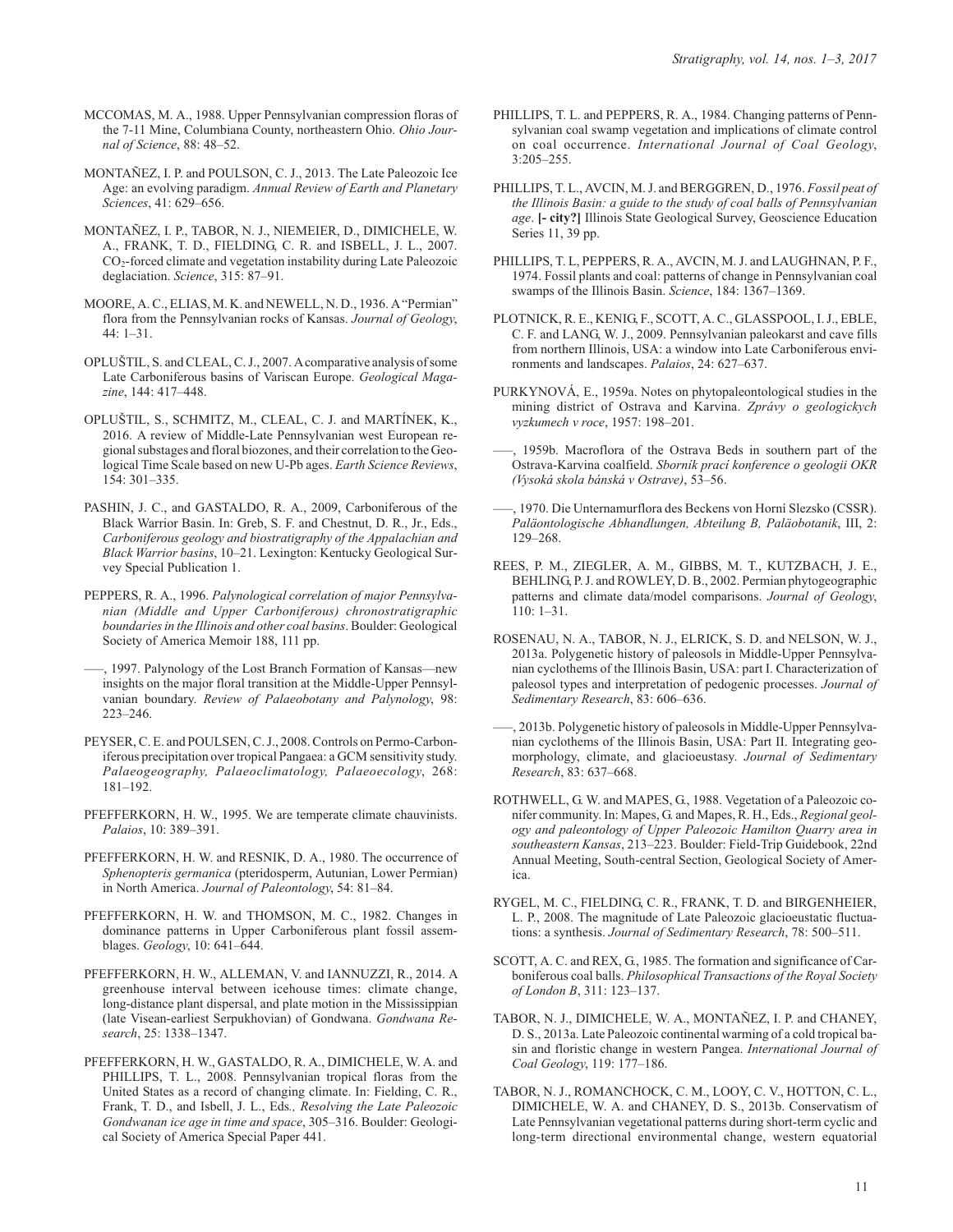MCCOMAS, M. A., 1988. Upper Pennsylvanian compression floras of the 7-11 Mine, Columbiana County, northeastern Ohio. *Ohio Journal of Science*, 88: 48–52.

MONTAÑEZ, I. P. and POULSON, C. J., 2013. The Late Paleozoic Ice Age: an evolving paradigm. *Annual Review of Earth and Planetary Sciences*, 41: 629–656.

MONTAÑEZ, I. P., TABOR, N. J., NIEMEIER, D., DIMICHELE, W. A., FRANK, T. D., FIELDING, C. R. and ISBELL, J. L., 2007. $CO_2$-forced climate and vegetation instability during Late Paleozoic deglaciation. *Science*, 315: 87–91.

MOORE, A. C., ELIAS, M. K. and NEWELL, N. D., 1936. A "Permian" flora from the Pennsylvanian rocks of Kansas. *Journal of Geology*, 44: 1–31.

OPLUŠTIL, S. and CLEAL, C. J., 2007. A comparative analysis of some Late Carboniferous basins of Variscan Europe. *Geological Magazine*, 144: 417–448.

OPLUŠTIL, S., SCHMITZ, M., CLEAL, C. J. and MARTÍNEK, K., 2016. A review of Middle-Late Pennsylvanian west European regional substages and floral biozones, and their correlation to the Geological Time Scale based on new U-Pb ages. *Earth Science Reviews*, 154: 301–335.

PASHIN, J. C., and GASTALDO, R. A., 2009, Carboniferous of the Black Warrior Basin. In: Greb, S. F. and Chestnut, D. R., Jr., Eds., *Carboniferous geology and biostratigraphy of the Appalachian and Black Warrior basins*, 10–21. Lexington: Kentucky Geological Survey Special Publication 1.

PEPPERS, R. A., 1996. *Palynological correlation of major Pennsylvanian (Middle and Upper Carboniferous) chronostratigraphic boundaries in the Illinois and other coal basins*. Boulder: Geological Society of America Memoir 188, 111 pp.

–––, 1997. Palynology of the Lost Branch Formation of Kansas—new insights on the major floral transition at the Middle-Upper Pennsylvanian boundary. *Review of Palaeobotany and Palynology*, 98: 223–246.

PEYSER, C. E. and POULSEN, C. J., 2008. Controls on Permo-Carboniferous precipitation over tropical Pangaea: a GCM sensitivity study. *Palaeogeography, Palaeoclimatology, Palaeoecology*, 268: 181–192.

PFEFFERKORN, H. W., 1995. We are temperate climate chauvinists. *Palaios*, 10: 389–391.

PFEFFERKORN, H. W. and RESNIK, D. A., 1980. The occurrence of *Sphenopteris germanica* (pteridosperm, Autunian, Lower Permian) in North America. *Journal of Paleontology*, 54: 81–84.

PFEFFERKORN, H. W. and THOMSON, M. C., 1982. Changes in dominance patterns in Upper Carboniferous plant fossil assemblages. *Geology*, 10: 641–644.

PFEFFERKORN, H. W., ALLEMAN, V. and IANNUZZI, R., 2014. A greenhouse interval between icehouse times: climate change, long-distance plant dispersal, and plate motion in the Mississippian (late Visean-earliest Serpukhovian) of Gondwana. *Gondwana Research*, 25: 1338–1347.

PFEFFERKORN, H. W., GASTALDO, R. A., DIMICHELE, W. A. and PHILLIPS, T. L., 2008. Pennsylvanian tropical floras from the United States as a record of changing climate. In: Fielding, C. R., Frank, T. D., and Isbell, J. L., Eds*., Resolving the Late Paleozoic Gondwanan ice age in time and space*, 305–316. Boulder: Geological Society of America Special Paper 441.

PHILLIPS, T. L. and PEPPERS, R. A., 1984. Changing patterns of Pennsylvanian coal swamp vegetation and implications of climate control on coal occurrence. *International Journal of Coal Geology*, 3:205–255.

PHILLIPS, T. L., AVCIN, M. J. and BERGGREN, D., 1976. *Fossil peat of the Illinois Basin: a guide to the study of coal balls of Pennsylvanian age*. **[- city?]** Illinois State Geological Survey, Geoscience Education Series 11, 39 pp.

PHILLIPS, T. L, PEPPERS, R. A., AVCIN, M. J. and LAUGHNAN, P. F., 1974. Fossil plants and coal: patterns of change in Pennsylvanian coal swamps of the Illinois Basin. *Science*, 184: 1367–1369.

PLOTNICK, R. E., KENIG, F., SCOTT, A. C., GLASSPOOL, I. J., EBLE, C. F. and LANG, W. J., 2009. Pennsylvanian paleokarst and cave fills from northern Illinois, USA: a window into Late Carboniferous environments and landscapes. *Palaios*, 24: 627–637.

PURKYNOVÁ, E., 1959a. Notes on phytopaleontological studies in the mining district of Ostrava and Karvina. *Zprávy o geologickych vyzkumech v roce*, 1957: 198–201.

–––, 1959b. Macroflora of the Ostrava Beds in southern part of the Ostrava-Karvina coalfield. *Sborník prací konference o geologii OKR (Vysoká skola bánská v Ostrave)*, 53–56.

–––, 1970. Die Unternamurflora des Beckens von Horní Slezsko (CSSR). *Paläontologische Abhandlungen, Abteilung B, Paläobotanik*, III, 2: 129–268.

REES, P. M., ZIEGLER, A. M., GIBBS, M. T., KUTZBACH, J. E., BEHLING, P. J. and ROWLEY, D. B., 2002. Permian phytogeographic patterns and climate data/model comparisons. *Journal of Geology*, 110: 1–31.

ROSENAU, N. A., TABOR, N. J., ELRICK, S. D. and NELSON, W. J., 2013a. Polygenetic history of paleosols in Middle-Upper Pennsylvanian cyclothems of the Illinois Basin, USA: part I. Characterization of paleosol types and interpretation of pedogenic processes. *Journal of Sedimentary Research*, 83: 606–636.

–––, 2013b. Polygenetic history of paleosols in Middle-Upper Pennsylvanian cyclothems of the Illinois Basin, USA: Part II. Integrating geomorphology, climate, and glacioeustasy. *Journal of Sedimentary Research*, 83: 637–668.

ROTHWELL, G. W. and MAPES, G., 1988. Vegetation of a Paleozoic conifer community. In: Mapes, G. and Mapes, R. H., Eds., *Regional geology and paleontology of Upper Paleozoic Hamilton Quarry area in southeastern Kansas*, 213–223. Boulder: Field-Trip Guidebook, 22nd Annual Meeting, South-central Section, Geological Society of America.

RYGEL, M. C., FIELDING, C. R., FRANK, T. D. and BIRGENHEIER, L. P., 2008. The magnitude of Late Paleozoic glacioeustatic fluctuations: a synthesis. *Journal of Sedimentary Research*, 78: 500–511.

SCOTT, A. C. and REX, G., 1985. The formation and significance of Carboniferous coal balls. *Philosophical Transactions of the Royal Society of London B*, 311: 123–137.

TABOR, N. J., DIMICHELE, W. A., MONTAÑEZ, I. P. and CHANEY, D. S., 2013a. Late Paleozoic continental warming of a cold tropical basin and floristic change in western Pangea. *International Journal of Coal Geology*, 119: 177–186.

TABOR, N. J., ROMANCHOCK, C. M., LOOY, C. V., HOTTON, C. L., DIMICHELE, W. A. and CHANEY, D. S., 2013b. Conservatism of Late Pennsylvanian vegetational patterns during short-term cyclic and long-term directional environmental change, western equatorial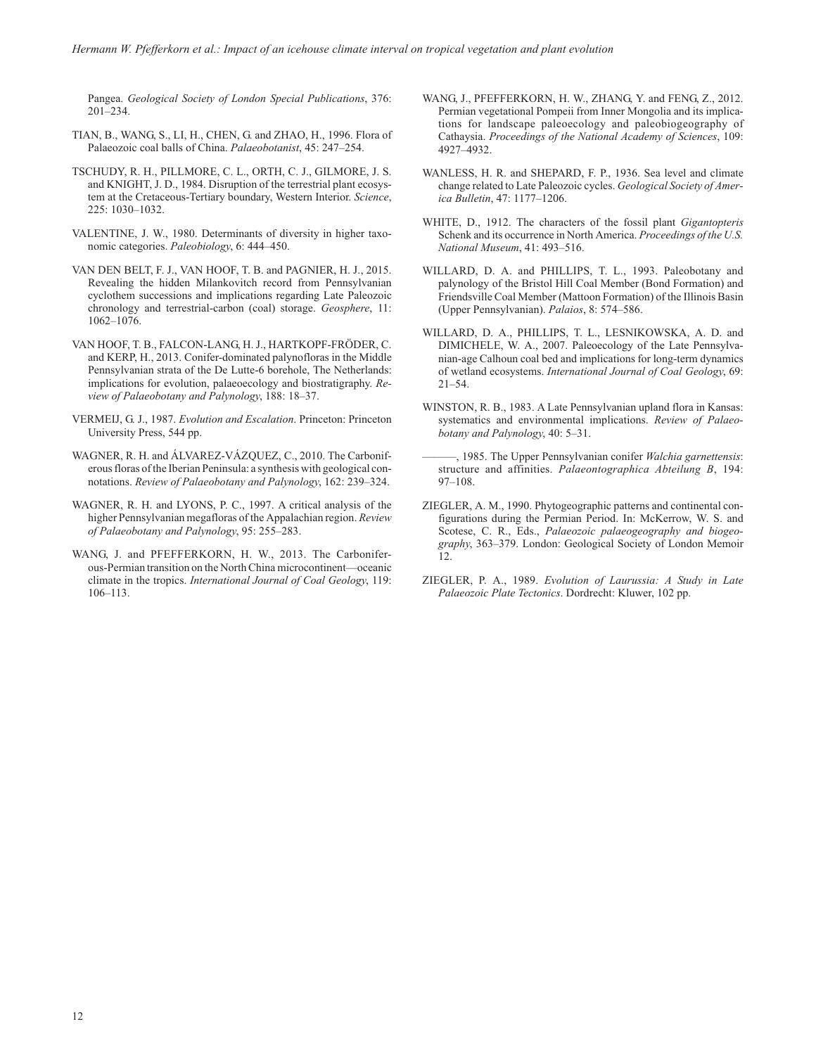Pangea. *Geological Society of London Special Publications*, 376: 201–234.

TIAN, B., WANG, S., LI, H., CHEN, G. and ZHAO, H., 1996. Flora of Palaeozoic coal balls of China. *Palaeobotanist*, 45: 247–254.

TSCHUDY, R. H., PILLMORE, C. L., ORTH, C. J., GILMORE, J. S. and KNIGHT, J. D., 1984. Disruption of the terrestrial plant ecosystem at the Cretaceous-Tertiary boundary, Western Interior. *Science*, 225: 1030–1032.

VALENTINE, J. W., 1980. Determinants of diversity in higher taxonomic categories. *Paleobiology*, 6: 444–450.

VAN DEN BELT, F. J., VAN HOOF, T. B. and PAGNIER, H. J., 2015. Revealing the hidden Milankovitch record from Pennsylvanian cyclothem successions and implications regarding Late Paleozoic chronology and terrestrial-carbon (coal) storage. *Geosphere*, 11: 1062–1076.

VAN HOOF, T. B., FALCON-LANG, H. J., HARTKOPF-FRÖDER, C. and KERP, H., 2013. Conifer-dominated palynofloras in the Middle Pennsylvanian strata of the De Lutte-6 borehole, The Netherlands: implications for evolution, palaeoecology and biostratigraphy. *Review of Palaeobotany and Palynology*, 188: 18–37.

VERMEIJ, G. J., 1987. *Evolution and Escalation*. Princeton: Princeton University Press, 544 pp.

WAGNER, R. H. and ÁLVAREZ-VÁZQUEZ, C., 2010. The Carboniferous floras of the Iberian Peninsula: a synthesis with geological connotations. *Review of Palaeobotany and Palynology*, 162: 239–324.

WAGNER, R. H. and LYONS, P. C., 1997. A critical analysis of the higher Pennsylvanian megafloras of the Appalachian region. *Review of Palaeobotany and Palynology*, 95: 255–283.

WANG, J. and PFEFFERKORN, H. W., 2013. The Carboniferous-Permian transition on the North China microcontinent—oceanic climate in the tropics. *International Journal of Coal Geology*, 119: 106–113.

WANG, J., PFEFFERKORN, H. W., ZHANG, Y. and FENG, Z., 2012. Permian vegetational Pompeii from Inner Mongolia and its implications for landscape paleoecology and paleobiogeography of Cathaysia. *Proceedings of the National Academy of Sciences*, 109: 4927–4932.

WANLESS, H. R. and SHEPARD, F. P., 1936. Sea level and climate change related to Late Paleozoic cycles. *Geological Society of America Bulletin*, 47: 1177–1206.

WHITE, D., 1912. The characters of the fossil plant *Gigantopteris* Schenk and its occurrence in North America. *Proceedings of the U.S. National Museum*, 41: 493–516.

WILLARD, D. A. and PHILLIPS, T. L., 1993. Paleobotany and palynology of the Bristol Hill Coal Member (Bond Formation) and Friendsville Coal Member (Mattoon Formation) of the Illinois Basin (Upper Pennsylvanian). *Palaios*, 8: 574–586.

WILLARD, D. A., PHILLIPS, T. L., LESNIKOWSKA, A. D. and DIMICHELE, W. A., 2007. Paleoecology of the Late Pennsylvanian-age Calhoun coal bed and implications for long-term dynamics of wetland ecosystems. *International Journal of Coal Geology*, 69: 21–54.

WINSTON, R. B., 1983. A Late Pennsylvanian upland flora in Kansas: systematics and environmental implications. *Review of Palaeobotany and Palynology*, 40: 5–31.

———, 1985. The Upper Pennsylvanian conifer *Walchia garnettensis*: structure and affinities. *Palaeontographica Abteilung B*, 194: 97–108.

ZIEGLER, A. M., 1990. Phytogeographic patterns and continental configurations during the Permian Period. In: McKerrow, W. S. and Scotese, C. R., Eds., *Palaeozoic palaeogeography and biogeography*, 363–379. London: Geological Society of London Memoir 12.

ZIEGLER, P. A., 1989. *Evolution of Laurussia: A Study in Late Palaeozoic Plate Tectonics*. Dordrecht: Kluwer, 102 pp.